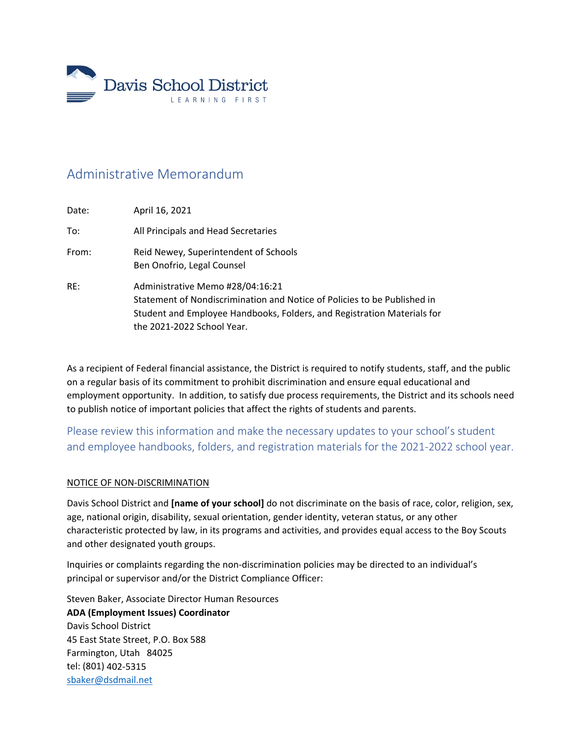Davis School District

LEARNING FIRST

# Administrative Memorandum

| | |
|---|---|
| Date: | April 16, 2021 |
| To: | All Principals and Head Secretaries |
| From: | Reid Newey, Superintendent of Schools<br>Ben Onofrio, Legal Counsel |
| RE: | Administrative Memo #28/04:16:21<br>Statement of Nondiscrimination and Notice of Policies to be Published in Student and Employee Handbooks, Folders, and Registration Materials for the 2021-2022 School Year. |

As a recipient of Federal financial assistance, the District is required to notify students, staff, and the public on a regular basis of its commitment to prohibit discrimination and ensure equal educational and employment opportunity. In addition, to satisfy due process requirements, the District and its schools need to publish notice of important policies that affect the rights of students and parents.

Please review this information and make the necessary updates to your school's student and employee handbooks, folders, and registration materials for the 2021-2022 school year.

## NOTICE OF NON-DISCRIMINATION

Davis School District and **[name of your school]** do not discriminate on the basis of race, color, religion, sex, age, national origin, disability, sexual orientation, gender identity, veteran status, or any other characteristic protected by law, in its programs and activities, and provides equal access to the Boy Scouts and other designated youth groups.

Inquiries or complaints regarding the non-discrimination policies may be directed to an individual's principal or supervisor and/or the District Compliance Officer:

Steven Baker, Associate Director Human Resources
**ADA (Employment Issues) Coordinator**
Davis School District
45 East State Street, P.O. Box 588
Farmington, Utah 84025
tel: (801) 402-5315
sbaker@dsdmail.net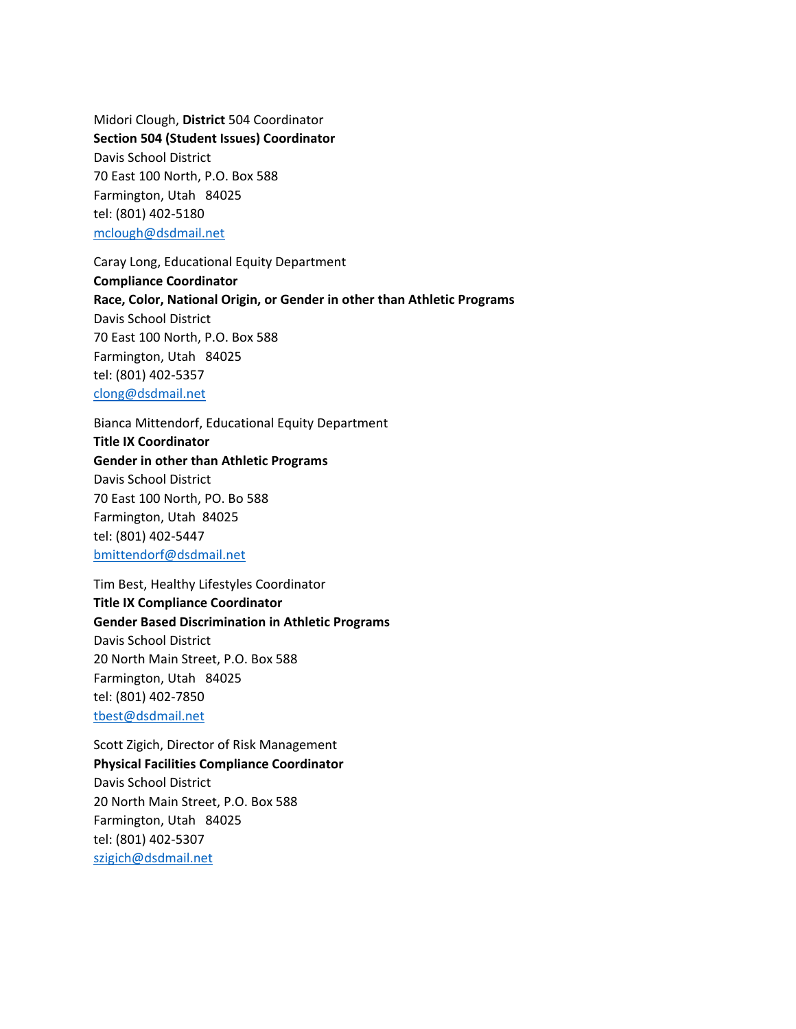Midori Clough, **District** 504 Coordinator
**Section 504 (Student Issues) Coordinator**
Davis School District
70 East 100 North, P.O. Box 588
Farmington, Utah 84025
tel: (801) 402-5180
mclough@dsdmail.net

Caray Long, Educational Equity Department
**Compliance Coordinator**
**Race, Color, National Origin, or Gender in other than Athletic Programs**
Davis School District
70 East 100 North, P.O. Box 588
Farmington, Utah 84025
tel: (801) 402-5357
clong@dsdmail.net

Bianca Mittendorf, Educational Equity Department
**Title IX Coordinator**
**Gender in other than Athletic Programs**
Davis School District
70 East 100 North, PO. Bo 588
Farmington, Utah 84025
tel: (801) 402-5447
bmittendorf@dsdmail.net

Tim Best, Healthy Lifestyles Coordinator
**Title IX Compliance Coordinator**
**Gender Based Discrimination in Athletic Programs**
Davis School District
20 North Main Street, P.O. Box 588
Farmington, Utah 84025
tel: (801) 402-7850
tbest@dsdmail.net

Scott Zigich, Director of Risk Management
**Physical Facilities Compliance Coordinator**
Davis School District
20 North Main Street, P.O. Box 588
Farmington, Utah 84025
tel: (801) 402-5307
szigich@dsdmail.net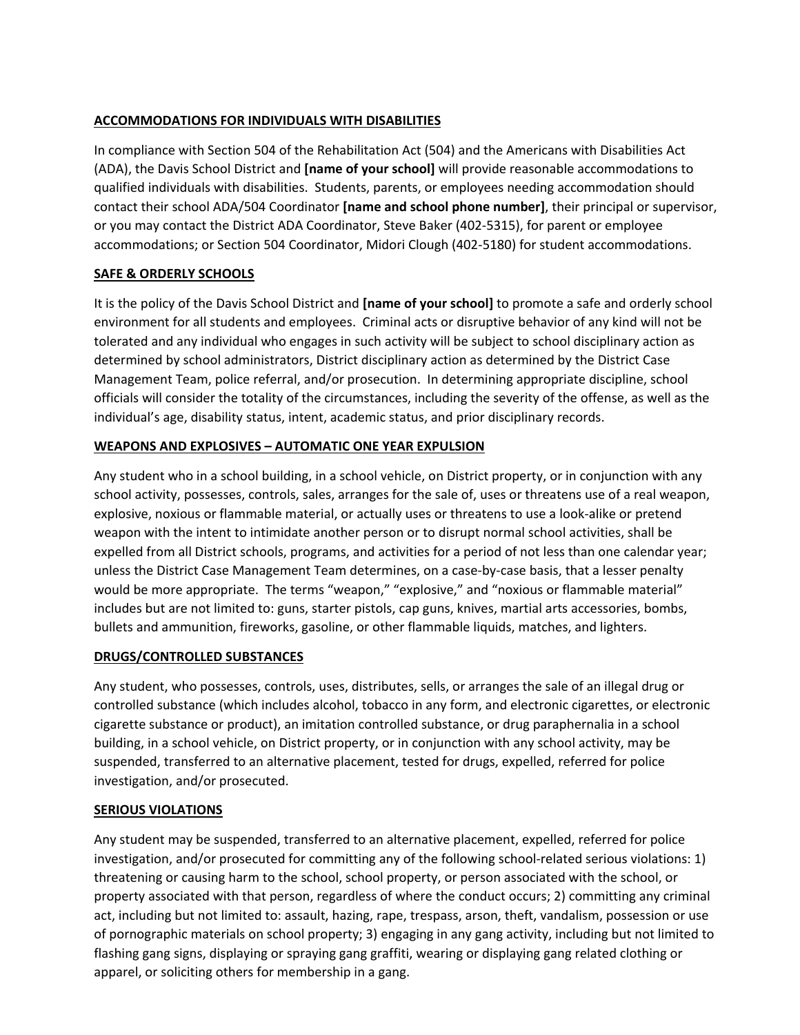## ACCOMMODATIONS FOR INDIVIDUALS WITH DISABILITIES

In compliance with Section 504 of the Rehabilitation Act (504) and the Americans with Disabilities Act (ADA), the Davis School District and **[name of your school]** will provide reasonable accommodations to qualified individuals with disabilities. Students, parents, or employees needing accommodation should contact their school ADA/504 Coordinator **[name and school phone number]**, their principal or supervisor, or you may contact the District ADA Coordinator, Steve Baker (402-5315), for parent or employee accommodations; or Section 504 Coordinator, Midori Clough (402-5180) for student accommodations.

## SAFE & ORDERLY SCHOOLS

It is the policy of the Davis School District and **[name of your school]** to promote a safe and orderly school environment for all students and employees. Criminal acts or disruptive behavior of any kind will not be tolerated and any individual who engages in such activity will be subject to school disciplinary action as determined by school administrators, District disciplinary action as determined by the District Case Management Team, police referral, and/or prosecution. In determining appropriate discipline, school officials will consider the totality of the circumstances, including the severity of the offense, as well as the individual's age, disability status, intent, academic status, and prior disciplinary records.

## WEAPONS AND EXPLOSIVES – AUTOMATIC ONE YEAR EXPULSION

Any student who in a school building, in a school vehicle, on District property, or in conjunction with any school activity, possesses, controls, sales, arranges for the sale of, uses or threatens use of a real weapon, explosive, noxious or flammable material, or actually uses or threatens to use a look-alike or pretend weapon with the intent to intimidate another person or to disrupt normal school activities, shall be expelled from all District schools, programs, and activities for a period of not less than one calendar year; unless the District Case Management Team determines, on a case-by-case basis, that a lesser penalty would be more appropriate. The terms "weapon," "explosive," and "noxious or flammable material" includes but are not limited to: guns, starter pistols, cap guns, knives, martial arts accessories, bombs, bullets and ammunition, fireworks, gasoline, or other flammable liquids, matches, and lighters.

## DRUGS/CONTROLLED SUBSTANCES

Any student, who possesses, controls, uses, distributes, sells, or arranges the sale of an illegal drug or controlled substance (which includes alcohol, tobacco in any form, and electronic cigarettes, or electronic cigarette substance or product), an imitation controlled substance, or drug paraphernalia in a school building, in a school vehicle, on District property, or in conjunction with any school activity, may be suspended, transferred to an alternative placement, tested for drugs, expelled, referred for police investigation, and/or prosecuted.

## SERIOUS VIOLATIONS

Any student may be suspended, transferred to an alternative placement, expelled, referred for police investigation, and/or prosecuted for committing any of the following school-related serious violations: 1) threatening or causing harm to the school, school property, or person associated with the school, or property associated with that person, regardless of where the conduct occurs; 2) committing any criminal act, including but not limited to: assault, hazing, rape, trespass, arson, theft, vandalism, possession or use of pornographic materials on school property; 3) engaging in any gang activity, including but not limited to flashing gang signs, displaying or spraying gang graffiti, wearing or displaying gang related clothing or apparel, or soliciting others for membership in a gang.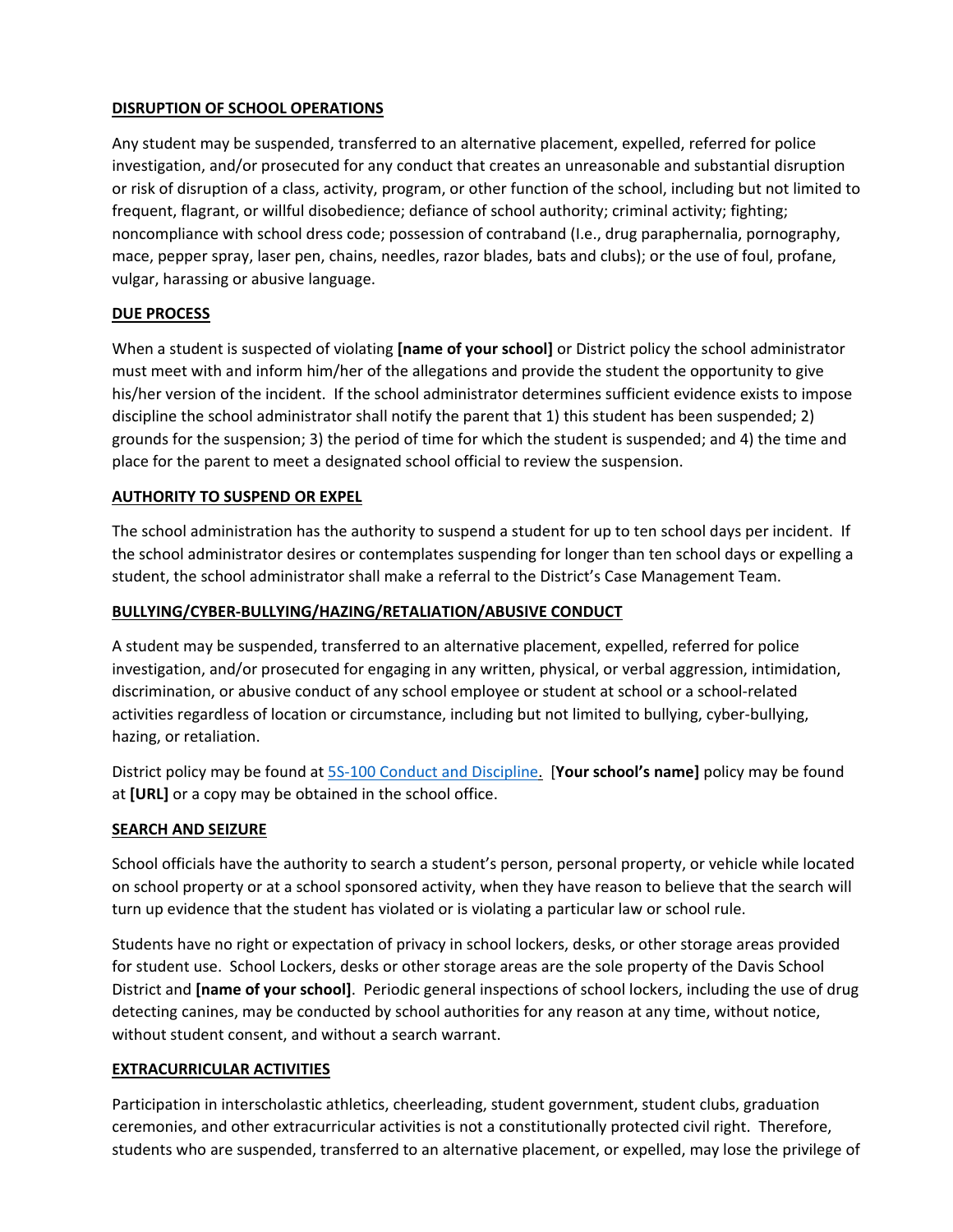**DISRUPTION OF SCHOOL OPERATIONS**

Any student may be suspended, transferred to an alternative placement, expelled, referred for police investigation, and/or prosecuted for any conduct that creates an unreasonable and substantial disruption or risk of disruption of a class, activity, program, or other function of the school, including but not limited to frequent, flagrant, or willful disobedience; defiance of school authority; criminal activity; fighting; noncompliance with school dress code; possession of contraband (I.e., drug paraphernalia, pornography, mace, pepper spray, laser pen, chains, needles, razor blades, bats and clubs); or the use of foul, profane, vulgar, harassing or abusive language.

**DUE PROCESS**

When a student is suspected of violating **[name of your school]** or District policy the school administrator must meet with and inform him/her of the allegations and provide the student the opportunity to give his/her version of the incident. If the school administrator determines sufficient evidence exists to impose discipline the school administrator shall notify the parent that 1) this student has been suspended; 2) grounds for the suspension; 3) the period of time for which the student is suspended; and 4) the time and place for the parent to meet a designated school official to review the suspension.

**AUTHORITY TO SUSPEND OR EXPEL**

The school administration has the authority to suspend a student for up to ten school days per incident. If the school administrator desires or contemplates suspending for longer than ten school days or expelling a student, the school administrator shall make a referral to the District's Case Management Team.

**BULLYING/CYBER-BULLYING/HAZING/RETALIATION/ABUSIVE CONDUCT**

A student may be suspended, transferred to an alternative placement, expelled, referred for police investigation, and/or prosecuted for engaging in any written, physical, or verbal aggression, intimidation, discrimination, or abusive conduct of any school employee or student at school or a school-related activities regardless of location or circumstance, including but not limited to bullying, cyber-bullying, hazing, or retaliation.

District policy may be found at [5S-100 Conduct and Discipline](). [**Your school's name]** policy may be found at **[URL]** or a copy may be obtained in the school office.

**SEARCH AND SEIZURE**

School officials have the authority to search a student's person, personal property, or vehicle while located on school property or at a school sponsored activity, when they have reason to believe that the search will turn up evidence that the student has violated or is violating a particular law or school rule.

Students have no right or expectation of privacy in school lockers, desks, or other storage areas provided for student use. School Lockers, desks or other storage areas are the sole property of the Davis School District and **[name of your school]**. Periodic general inspections of school lockers, including the use of drug detecting canines, may be conducted by school authorities for any reason at any time, without notice, without student consent, and without a search warrant.

**EXTRACURRICULAR ACTIVITIES**

Participation in interscholastic athletics, cheerleading, student government, student clubs, graduation ceremonies, and other extracurricular activities is not a constitutionally protected civil right. Therefore, students who are suspended, transferred to an alternative placement, or expelled, may lose the privilege of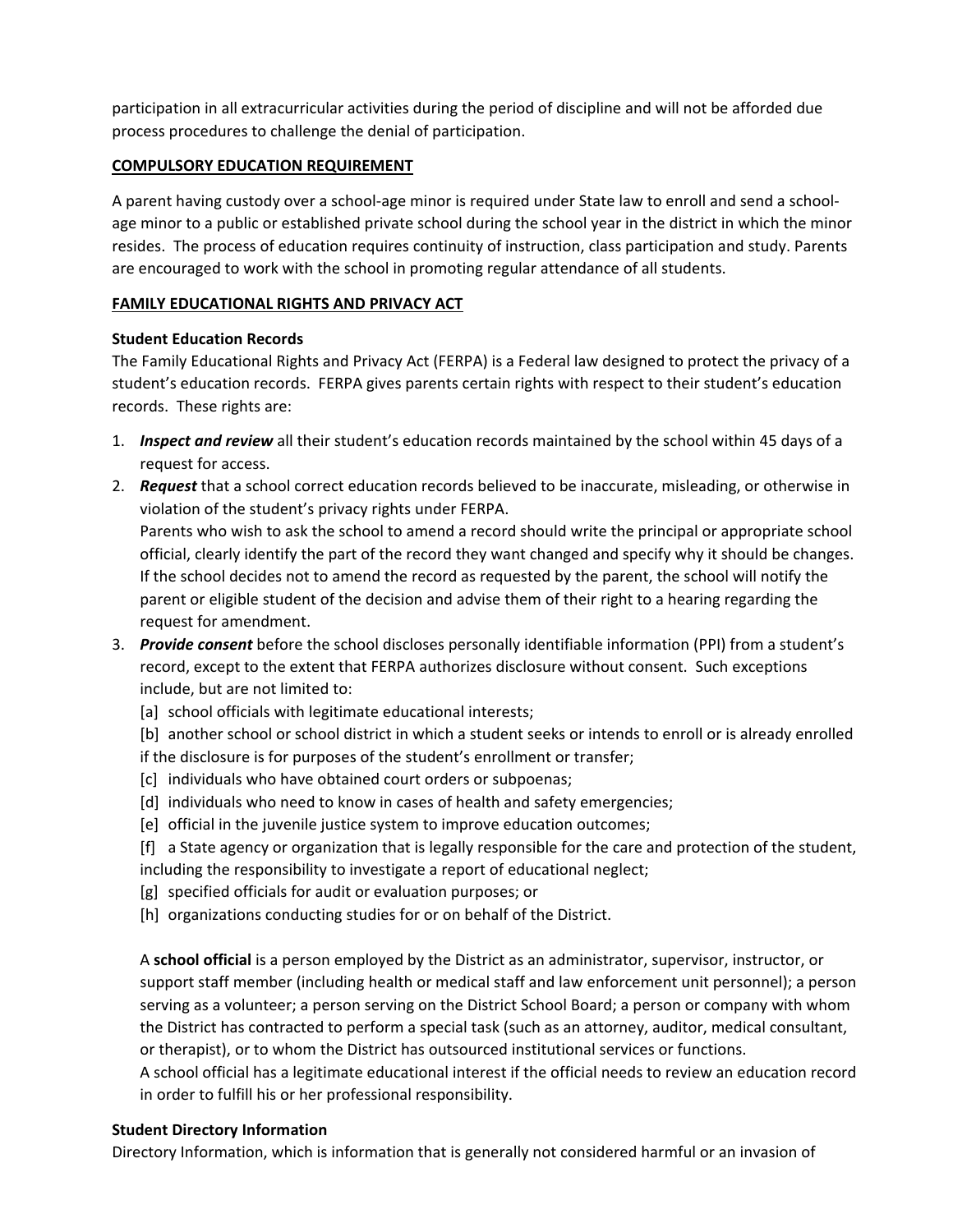participation in all extracurricular activities during the period of discipline and will not be afforded due process procedures to challenge the denial of participation.

**COMPULSORY EDUCATION REQUIREMENT**

A parent having custody over a school-age minor is required under State law to enroll and send a school-age minor to a public or established private school during the school year in the district in which the minor resides. The process of education requires continuity of instruction, class participation and study. Parents are encouraged to work with the school in promoting regular attendance of all students.

**FAMILY EDUCATIONAL RIGHTS AND PRIVACY ACT**

**Student Education Records**

The Family Educational Rights and Privacy Act (FERPA) is a Federal law designed to protect the privacy of a student's education records. FERPA gives parents certain rights with respect to their student's education records. These rights are:

1. ***Inspect and review*** all their student's education records maintained by the school within 45 days of a request for access.
2. ***Request*** that a school correct education records believed to be inaccurate, misleading, or otherwise in violation of the student's privacy rights under FERPA.
   Parents who wish to ask the school to amend a record should write the principal or appropriate school official, clearly identify the part of the record they want changed and specify why it should be changes. If the school decides not to amend the record as requested by the parent, the school will notify the parent or eligible student of the decision and advise them of their right to a hearing regarding the request for amendment.
3. ***Provide consent*** before the school discloses personally identifiable information (PPI) from a student's record, except to the extent that FERPA authorizes disclosure without consent. Such exceptions include, but are not limited to:
   [a] school officials with legitimate educational interests;
   [b] another school or school district in which a student seeks or intends to enroll or is already enrolled if the disclosure is for purposes of the student's enrollment or transfer;
   [c] individuals who have obtained court orders or subpoenas;
   [d] individuals who need to know in cases of health and safety emergencies;
   [e] official in the juvenile justice system to improve education outcomes;
   [f] a State agency or organization that is legally responsible for the care and protection of the student, including the responsibility to investigate a report of educational neglect;
   [g] specified officials for audit or evaluation purposes; or
   [h] organizations conducting studies for or on behalf of the District.

   A **school official** is a person employed by the District as an administrator, supervisor, instructor, or support staff member (including health or medical staff and law enforcement unit personnel); a person serving as a volunteer; a person serving on the District School Board; a person or company with whom the District has contracted to perform a special task (such as an attorney, auditor, medical consultant, or therapist), or to whom the District has outsourced institutional services or functions.
   A school official has a legitimate educational interest if the official needs to review an education record in order to fulfill his or her professional responsibility.

**Student Directory Information**

Directory Information, which is information that is generally not considered harmful or an invasion of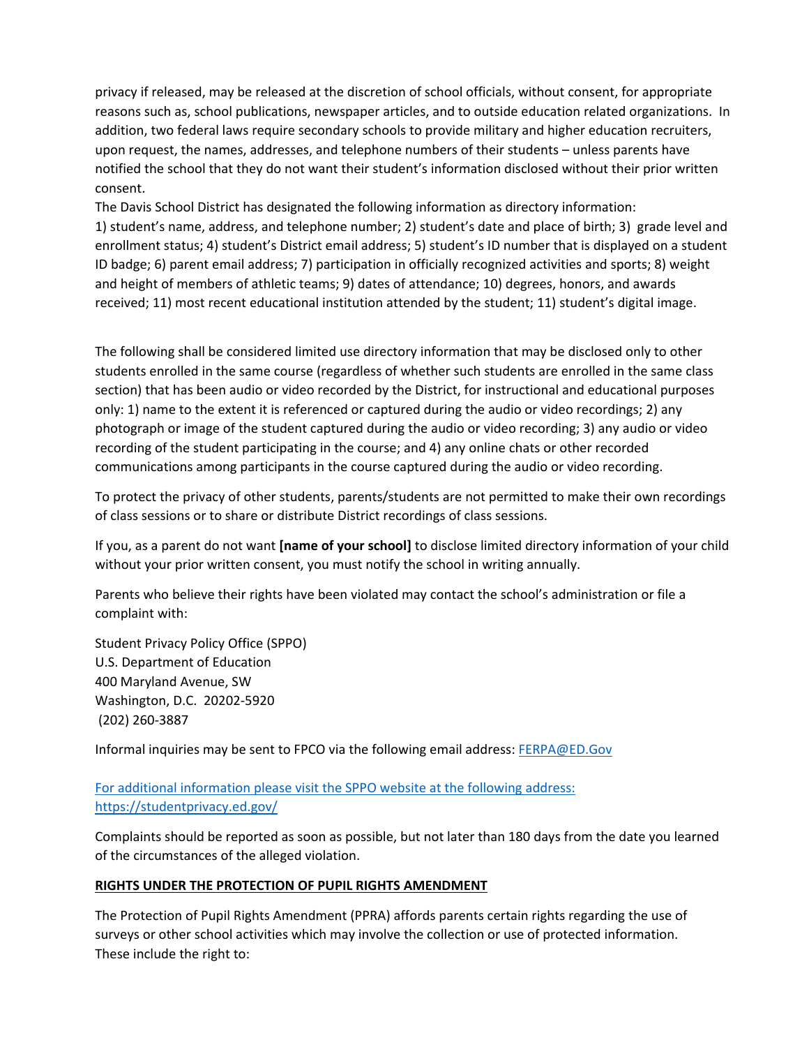privacy if released, may be released at the discretion of school officials, without consent, for appropriate reasons such as, school publications, newspaper articles, and to outside education related organizations. In addition, two federal laws require secondary schools to provide military and higher education recruiters, upon request, the names, addresses, and telephone numbers of their students – unless parents have notified the school that they do not want their student's information disclosed without their prior written consent.

The Davis School District has designated the following information as directory information:
1) student's name, address, and telephone number; 2) student's date and place of birth; 3) grade level and enrollment status; 4) student's District email address; 5) student's ID number that is displayed on a student ID badge; 6) parent email address; 7) participation in officially recognized activities and sports; 8) weight and height of members of athletic teams; 9) dates of attendance; 10) degrees, honors, and awards received; 11) most recent educational institution attended by the student; 11) student's digital image.

The following shall be considered limited use directory information that may be disclosed only to other students enrolled in the same course (regardless of whether such students are enrolled in the same class section) that has been audio or video recorded by the District, for instructional and educational purposes only: 1) name to the extent it is referenced or captured during the audio or video recordings; 2) any photograph or image of the student captured during the audio or video recording; 3) any audio or video recording of the student participating in the course; and 4) any online chats or other recorded communications among participants in the course captured during the audio or video recording.

To protect the privacy of other students, parents/students are not permitted to make their own recordings of class sessions or to share or distribute District recordings of class sessions.

If you, as a parent do not want **[name of your school]** to disclose limited directory information of your child without your prior written consent, you must notify the school in writing annually.

Parents who believe their rights have been violated may contact the school's administration or file a complaint with:

Student Privacy Policy Office (SPPO)
U.S. Department of Education
400 Maryland Avenue, SW
Washington, D.C. 20202-5920
(202) 260-3887

Informal inquiries may be sent to FPCO via the following email address: FERPA@ED.Gov

For additional information please visit the SPPO website at the following address: https://studentprivacy.ed.gov/

Complaints should be reported as soon as possible, but not later than 180 days from the date you learned of the circumstances of the alleged violation.

**RIGHTS UNDER THE PROTECTION OF PUPIL RIGHTS AMENDMENT**

The Protection of Pupil Rights Amendment (PPRA) affords parents certain rights regarding the use of surveys or other school activities which may involve the collection or use of protected information. These include the right to: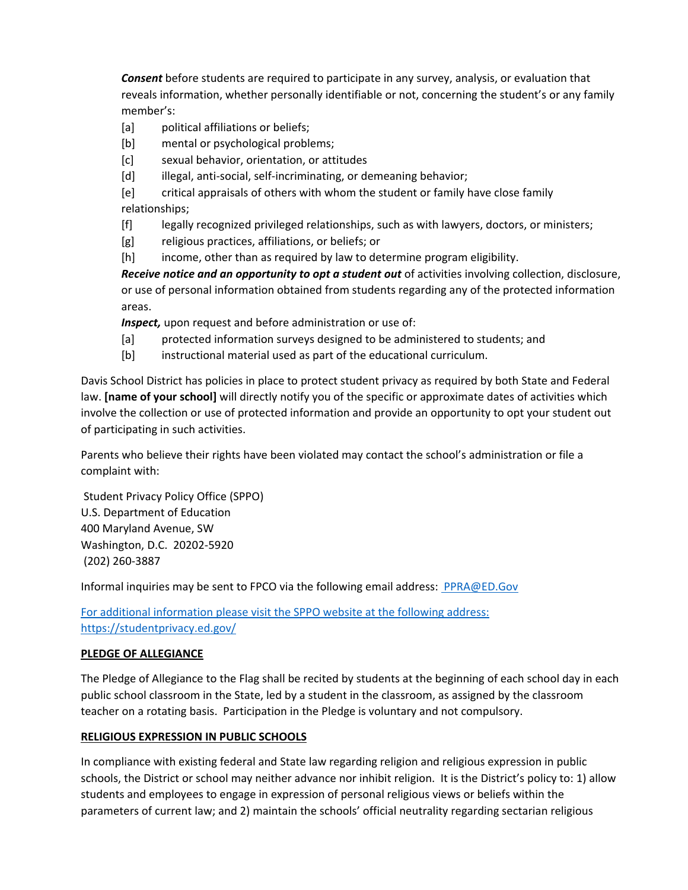***Consent*** before students are required to participate in any survey, analysis, or evaluation that reveals information, whether personally identifiable or not, concerning the student's or any family member's:

[a] political affiliations or beliefs;
[b] mental or psychological problems;
[c] sexual behavior, orientation, or attitudes
[d] illegal, anti-social, self-incriminating, or demeaning behavior;
[e] critical appraisals of others with whom the student or family have close family relationships;
[f] legally recognized privileged relationships, such as with lawyers, doctors, or ministers;
[g] religious practices, affiliations, or beliefs; or
[h] income, other than as required by law to determine program eligibility.

***Receive notice and an opportunity to opt a student out*** of activities involving collection, disclosure, or use of personal information obtained from students regarding any of the protected information areas.

***Inspect,*** upon request and before administration or use of:

[a] protected information surveys designed to be administered to students; and
[b] instructional material used as part of the educational curriculum.

Davis School District has policies in place to protect student privacy as required by both State and Federal law. **[name of your school]** will directly notify you of the specific or approximate dates of activities which involve the collection or use of protected information and provide an opportunity to opt your student out of participating in such activities.

Parents who believe their rights have been violated may contact the school's administration or file a complaint with:

Student Privacy Policy Office (SPPO)
U.S. Department of Education
400 Maryland Avenue, SW
Washington, D.C. 20202-5920
(202) 260-3887

Informal inquiries may be sent to FPCO via the following email address: PPRA@ED.Gov

For additional information please visit the SPPO website at the following address: https://studentprivacy.ed.gov/

## PLEDGE OF ALLEGIANCE

The Pledge of Allegiance to the Flag shall be recited by students at the beginning of each school day in each public school classroom in the State, led by a student in the classroom, as assigned by the classroom teacher on a rotating basis. Participation in the Pledge is voluntary and not compulsory.

## RELIGIOUS EXPRESSION IN PUBLIC SCHOOLS

In compliance with existing federal and State law regarding religion and religious expression in public schools, the District or school may neither advance nor inhibit religion. It is the District's policy to: 1) allow students and employees to engage in expression of personal religious views or beliefs within the parameters of current law; and 2) maintain the schools' official neutrality regarding sectarian religious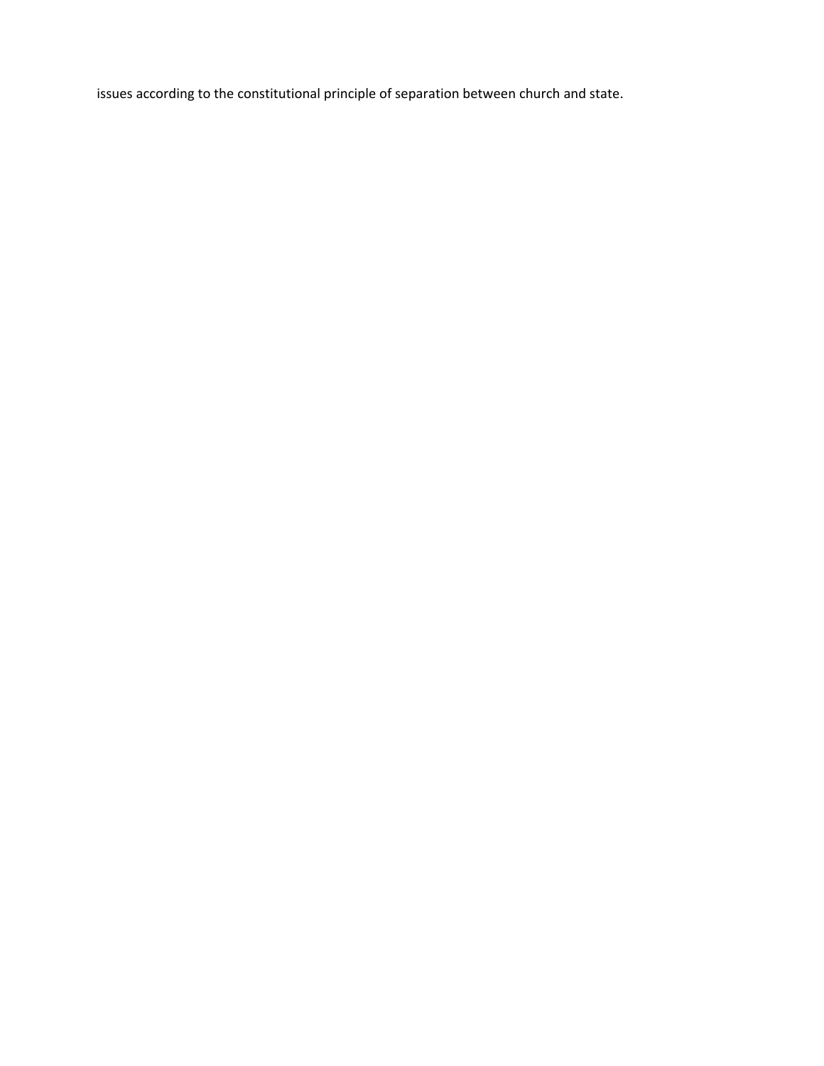issues according to the constitutional principle of separation between church and state.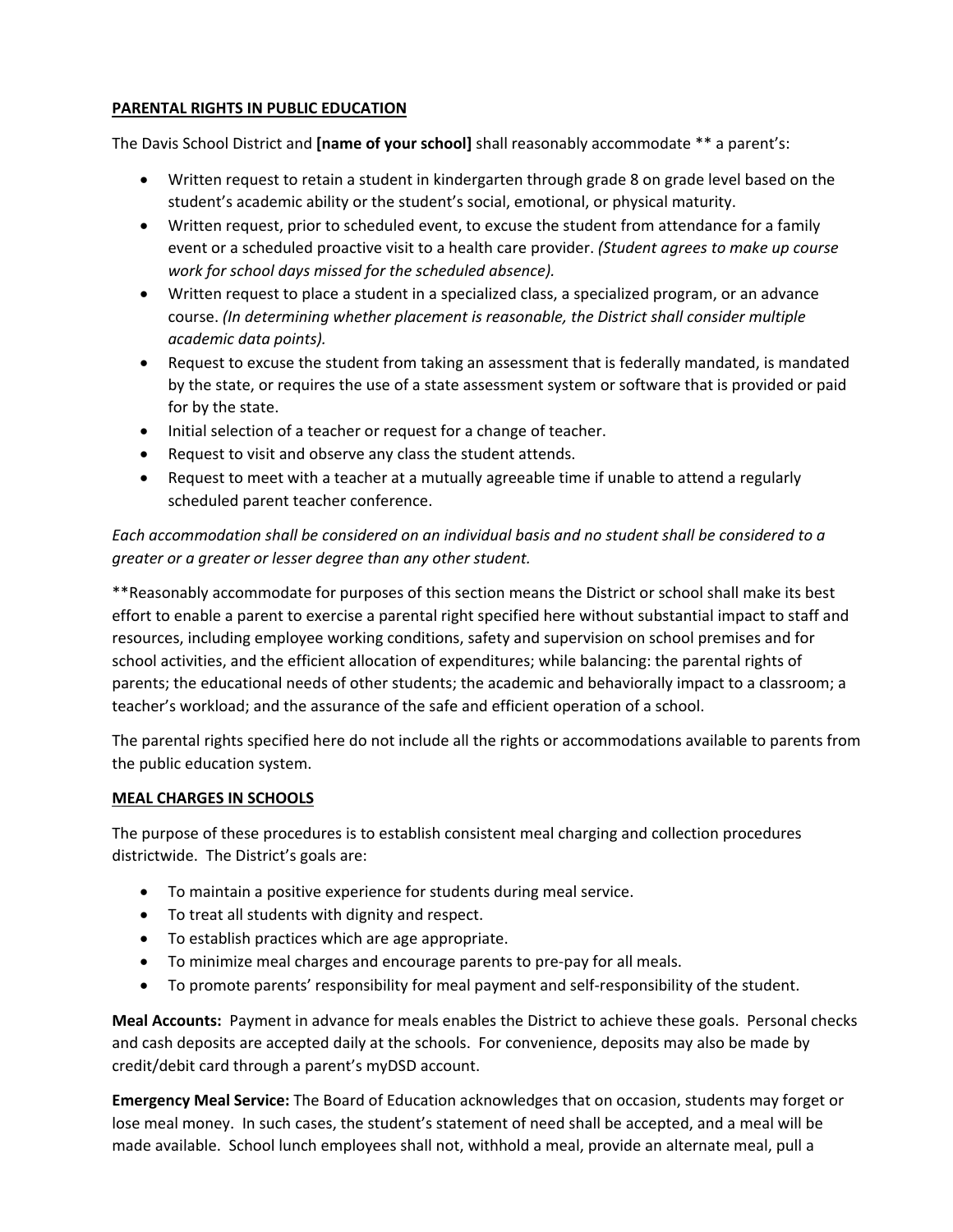**PARENTAL RIGHTS IN PUBLIC EDUCATION**

The Davis School District and **[name of your school]** shall reasonably accommodate ** a parent's:

- Written request to retain a student in kindergarten through grade 8 on grade level based on the student's academic ability or the student's social, emotional, or physical maturity.
- Written request, prior to scheduled event, to excuse the student from attendance for a family event or a scheduled proactive visit to a health care provider. *(Student agrees to make up course work for school days missed for the scheduled absence).*
- Written request to place a student in a specialized class, a specialized program, or an advance course. *(In determining whether placement is reasonable, the District shall consider multiple academic data points).*
- Request to excuse the student from taking an assessment that is federally mandated, is mandated by the state, or requires the use of a state assessment system or software that is provided or paid for by the state.
- Initial selection of a teacher or request for a change of teacher.
- Request to visit and observe any class the student attends.
- Request to meet with a teacher at a mutually agreeable time if unable to attend a regularly scheduled parent teacher conference.

*Each accommodation shall be considered on an individual basis and no student shall be considered to a greater or a greater or lesser degree than any other student.*

**Reasonably accommodate for purposes of this section means the District or school shall make its best effort to enable a parent to exercise a parental right specified here without substantial impact to staff and resources, including employee working conditions, safety and supervision on school premises and for school activities, and the efficient allocation of expenditures; while balancing: the parental rights of parents; the educational needs of other students; the academic and behaviorally impact to a classroom; a teacher's workload; and the assurance of the safe and efficient operation of a school.

The parental rights specified here do not include all the rights or accommodations available to parents from the public education system.

**MEAL CHARGES IN SCHOOLS**

The purpose of these procedures is to establish consistent meal charging and collection procedures districtwide. The District's goals are:

- To maintain a positive experience for students during meal service.
- To treat all students with dignity and respect.
- To establish practices which are age appropriate.
- To minimize meal charges and encourage parents to pre-pay for all meals.
- To promote parents' responsibility for meal payment and self-responsibility of the student.

**Meal Accounts:** Payment in advance for meals enables the District to achieve these goals. Personal checks and cash deposits are accepted daily at the schools. For convenience, deposits may also be made by credit/debit card through a parent's myDSD account.

**Emergency Meal Service:** The Board of Education acknowledges that on occasion, students may forget or lose meal money. In such cases, the student's statement of need shall be accepted, and a meal will be made available. School lunch employees shall not, withhold a meal, provide an alternate meal, pull a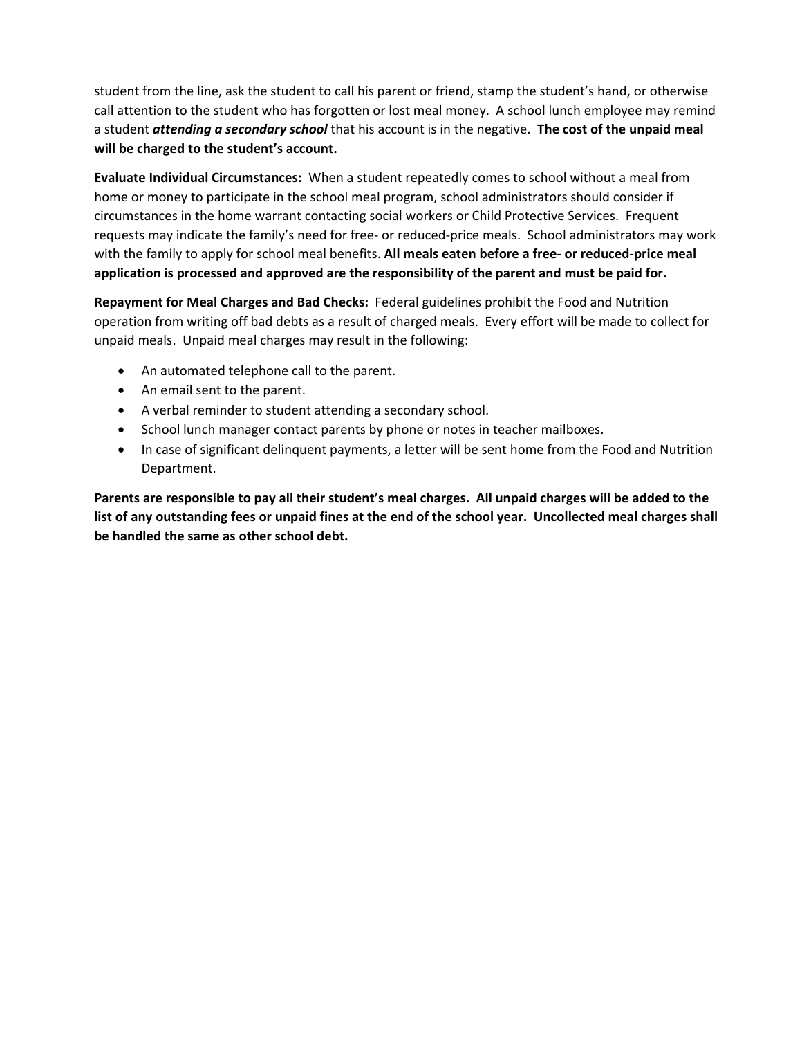student from the line, ask the student to call his parent or friend, stamp the student's hand, or otherwise call attention to the student who has forgotten or lost meal money. A school lunch employee may remind a student ***attending a secondary school*** that his account is in the negative. **The cost of the unpaid meal will be charged to the student's account.**

**Evaluate Individual Circumstances:** When a student repeatedly comes to school without a meal from home or money to participate in the school meal program, school administrators should consider if circumstances in the home warrant contacting social workers or Child Protective Services. Frequent requests may indicate the family's need for free- or reduced-price meals. School administrators may work with the family to apply for school meal benefits. **All meals eaten before a free- or reduced-price meal application is processed and approved are the responsibility of the parent and must be paid for.**

**Repayment for Meal Charges and Bad Checks:** Federal guidelines prohibit the Food and Nutrition operation from writing off bad debts as a result of charged meals. Every effort will be made to collect for unpaid meals. Unpaid meal charges may result in the following:

- An automated telephone call to the parent.
- An email sent to the parent.
- A verbal reminder to student attending a secondary school.
- School lunch manager contact parents by phone or notes in teacher mailboxes.
- In case of significant delinquent payments, a letter will be sent home from the Food and Nutrition Department.

**Parents are responsible to pay all their student's meal charges. All unpaid charges will be added to the list of any outstanding fees or unpaid fines at the end of the school year. Uncollected meal charges shall be handled the same as other school debt.**